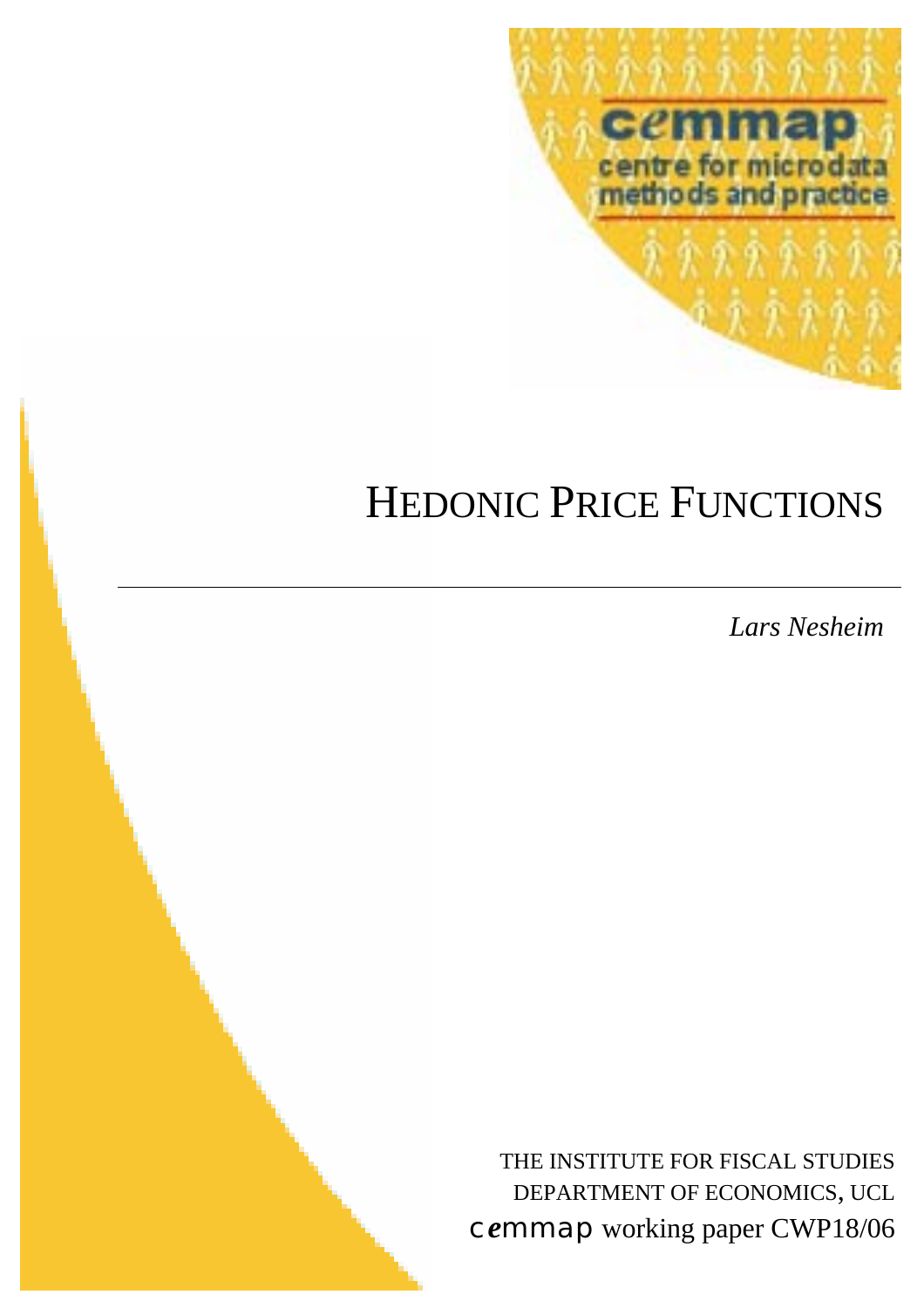# HEDONIC PRICE FUNCTIONS

*Lars Nesheim*

THE INSTITUTE FOR FISCAL STUDIES
DEPARTMENT OF ECONOMICS, UCL
cemmap working paper CWP18/06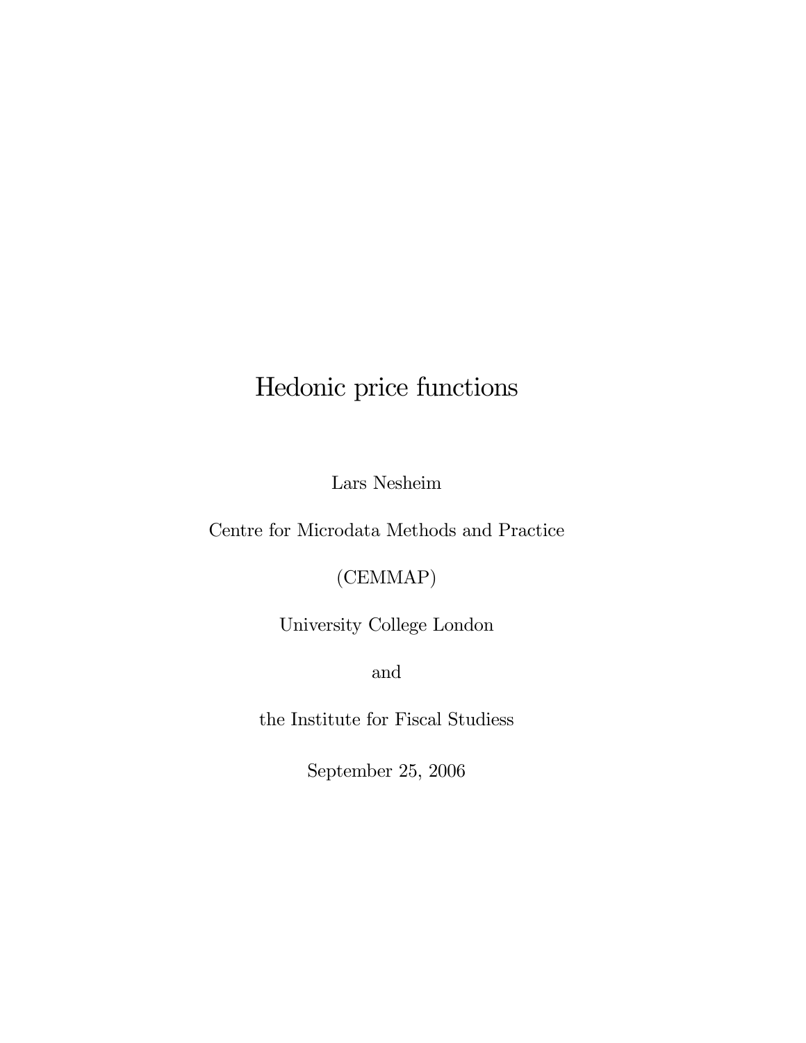# Hedonic price functions

Lars Nesheim

Centre for Microdata Methods and Practice

(CEMMAP)

University College London

and

the Institute for Fiscal Studiess

September 25, 2006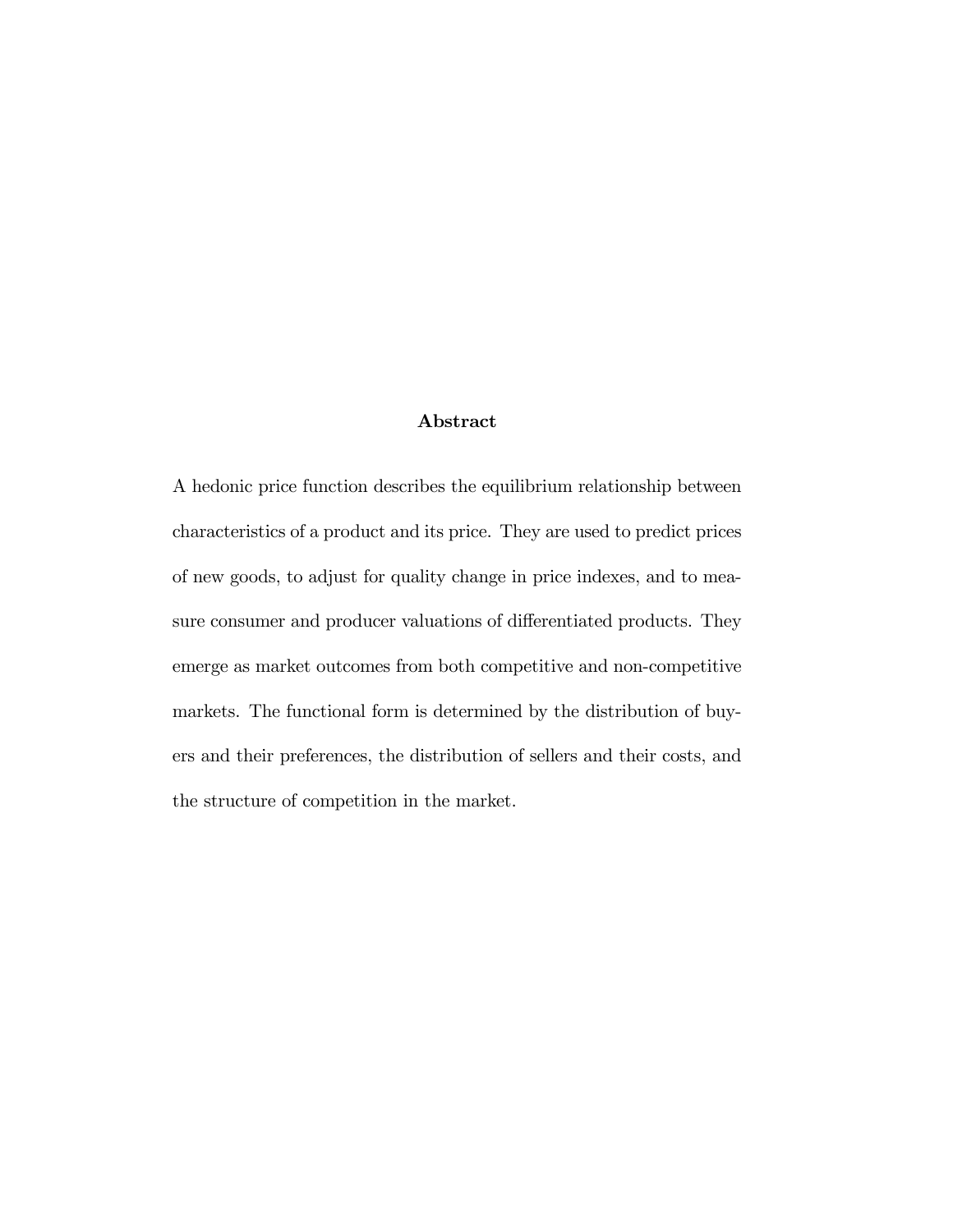## Abstract

A hedonic price function describes the equilibrium relationship between characteristics of a product and its price. They are used to predict prices of new goods, to adjust for quality change in price indexes, and to measure consumer and producer valuations of differentiated products. They emerge as market outcomes from both competitive and non-competitive markets. The functional form is determined by the distribution of buyers and their preferences, the distribution of sellers and their costs, and the structure of competition in the market.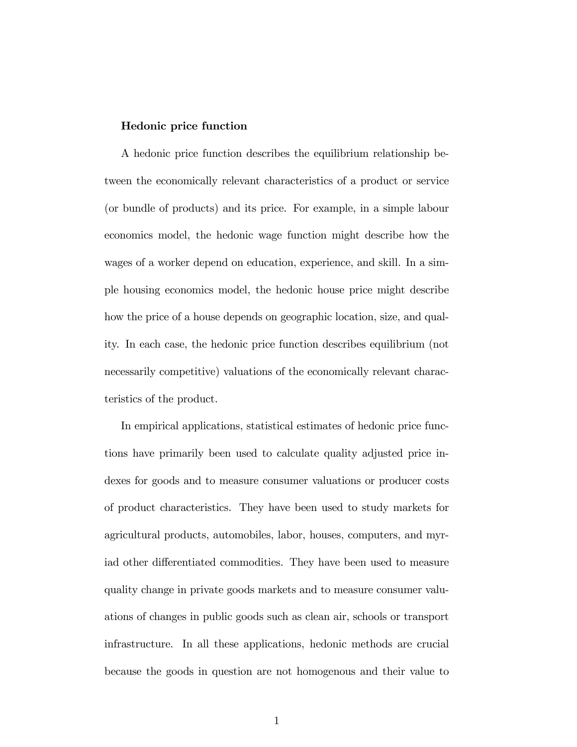**Hedonic price function**

A hedonic price function describes the equilibrium relationship between the economically relevant characteristics of a product or service (or bundle of products) and its price. For example, in a simple labour economics model, the hedonic wage function might describe how the wages of a worker depend on education, experience, and skill. In a simple housing economics model, the hedonic house price might describe how the price of a house depends on geographic location, size, and quality. In each case, the hedonic price function describes equilibrium (not necessarily competitive) valuations of the economically relevant characteristics of the product.

In empirical applications, statistical estimates of hedonic price functions have primarily been used to calculate quality adjusted price indexes for goods and to measure consumer valuations or producer costs of product characteristics. They have been used to study markets for agricultural products, automobiles, labor, houses, computers, and myriad other differentiated commodities. They have been used to measure quality change in private goods markets and to measure consumer valuations of changes in public goods such as clean air, schools or transport infrastructure. In all these applications, hedonic methods are crucial because the goods in question are not homogenous and their value to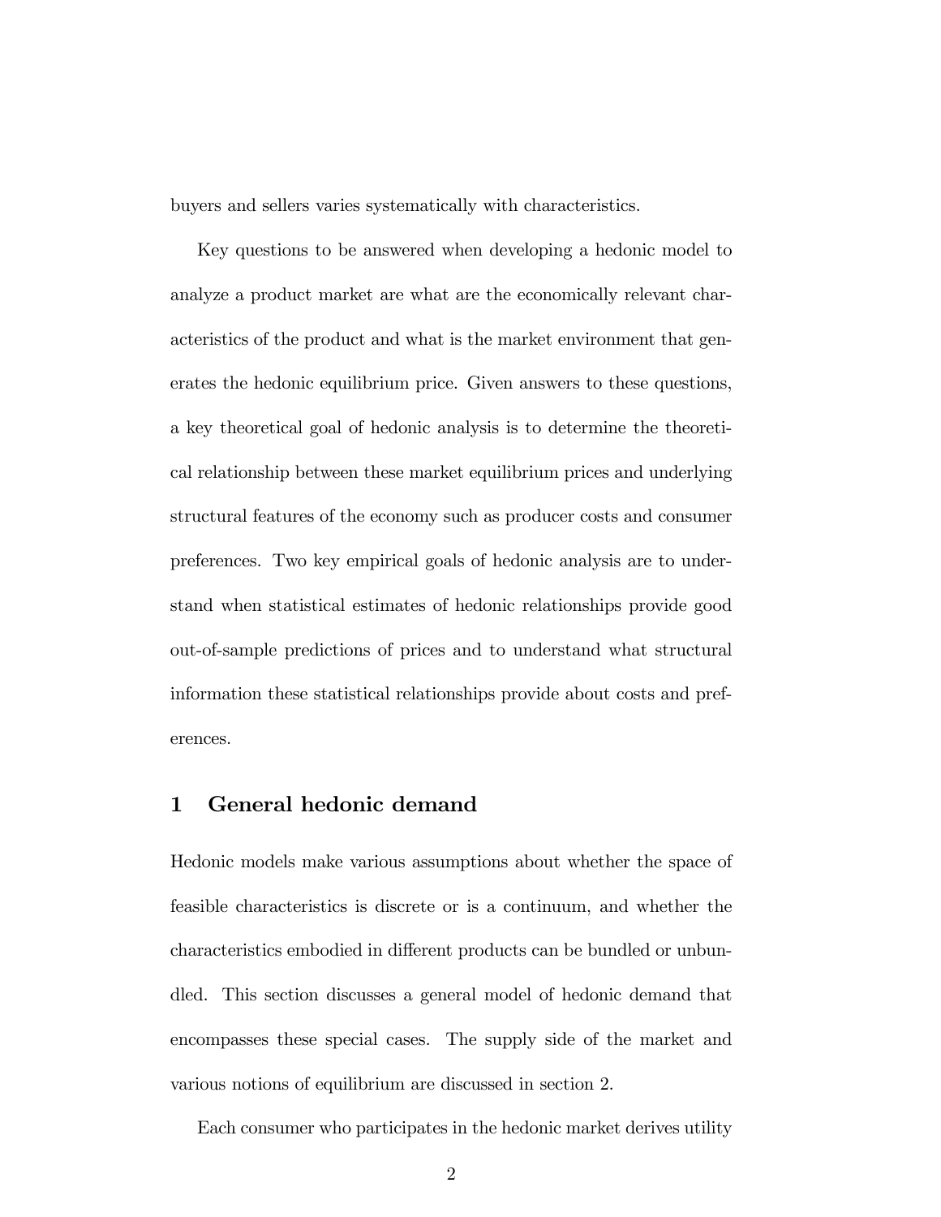buyers and sellers varies systematically with characteristics.

Key questions to be answered when developing a hedonic model to analyze a product market are what are the economically relevant characteristics of the product and what is the market environment that generates the hedonic equilibrium price. Given answers to these questions, a key theoretical goal of hedonic analysis is to determine the theoretical relationship between these market equilibrium prices and underlying structural features of the economy such as producer costs and consumer preferences. Two key empirical goals of hedonic analysis are to understand when statistical estimates of hedonic relationships provide good out-of-sample predictions of prices and to understand what structural information these statistical relationships provide about costs and preferences.

## 1 General hedonic demand

Hedonic models make various assumptions about whether the space of feasible characteristics is discrete or is a continuum, and whether the characteristics embodied in different products can be bundled or unbundled. This section discusses a general model of hedonic demand that encompasses these special cases. The supply side of the market and various notions of equilibrium are discussed in section 2.

Each consumer who participates in the hedonic market derives utility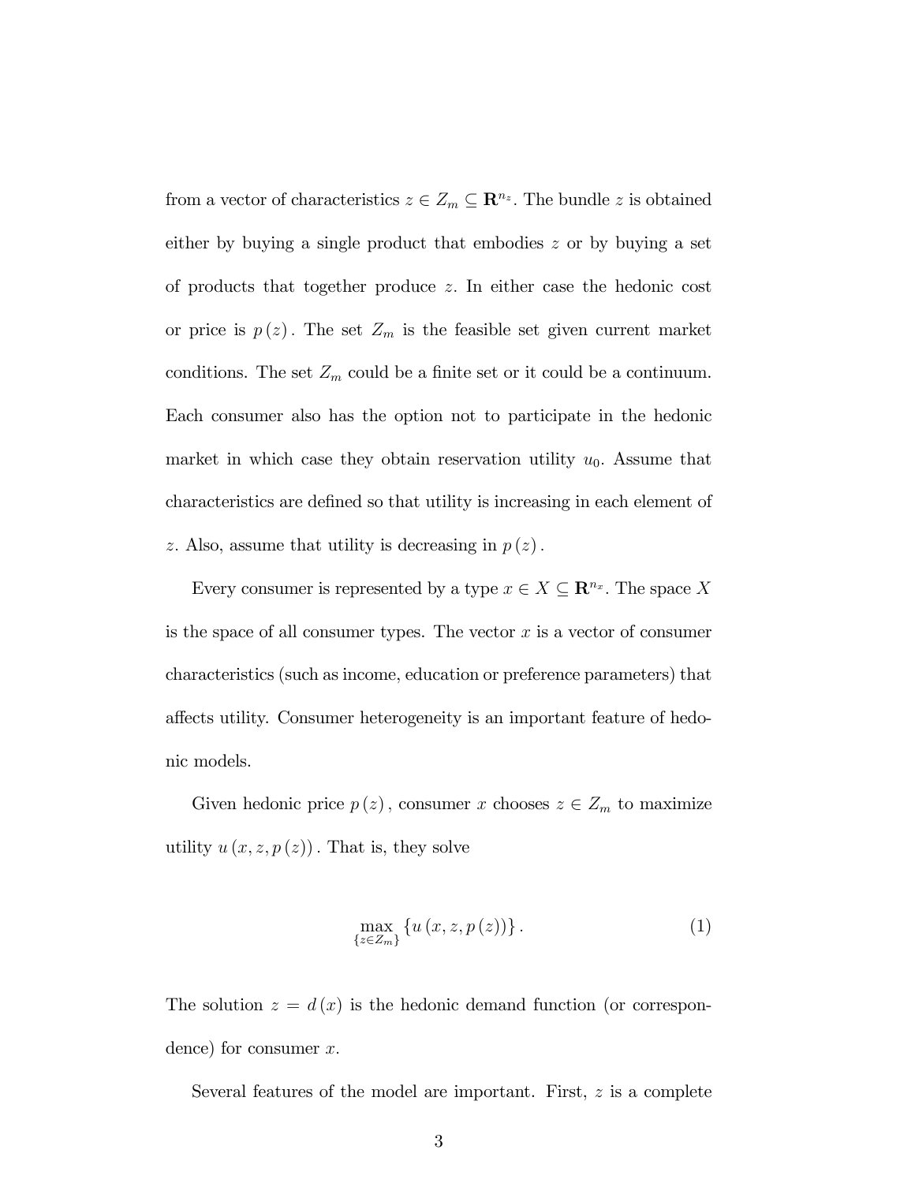from a vector of characteristics $z \in Z_m \subseteq \mathbf{R}^{n_z}$. The bundle $z$ is obtained either by buying a single product that embodies $z$ or by buying a set of products that together produce $z$. In either case the hedonic cost or price is $p(z)$. The set $Z_m$ is the feasible set given current market conditions. The set $Z_m$ could be a finite set or it could be a continuum. Each consumer also has the option not to participate in the hedonic market in which case they obtain reservation utility $u_0$. Assume that characteristics are defined so that utility is increasing in each element of $z$. Also, assume that utility is decreasing in $p(z)$.

Every consumer is represented by a type $x \in X \subseteq \mathbf{R}^{n_x}$. The space $X$ is the space of all consumer types. The vector $x$ is a vector of consumer characteristics (such as income, education or preference parameters) that affects utility. Consumer heterogeneity is an important feature of hedonic models.

Given hedonic price $p(z)$, consumer $x$ chooses $z \in Z_m$ to maximize utility $u(x, z, p(z))$. That is, they solve

$$\max_{\{z \in Z_m\}} \{u(x, z, p(z))\}. \tag{1}$$

The solution $z = d(x)$ is the hedonic demand function (or correspondence) for consumer $x$.

Several features of the model are important. First, $z$ is a complete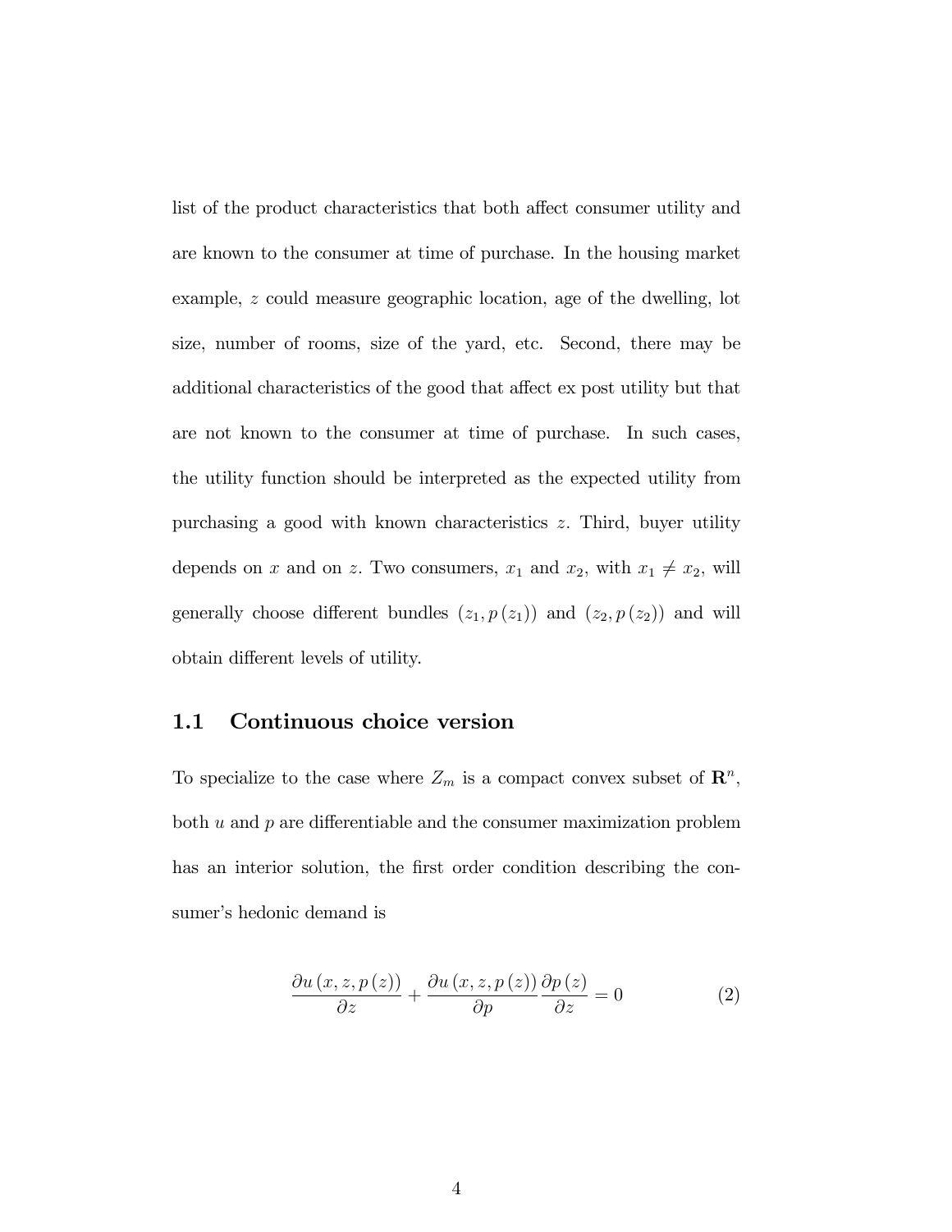list of the product characteristics that both affect consumer utility and are known to the consumer at time of purchase. In the housing market example, $z$ could measure geographic location, age of the dwelling, lot size, number of rooms, size of the yard, etc. Second, there may be additional characteristics of the good that affect ex post utility but that are not known to the consumer at time of purchase. In such cases, the utility function should be interpreted as the expected utility from purchasing a good with known characteristics $z$. Third, buyer utility depends on $x$ and on $z$. Two consumers, $x_1$ and $x_2$, with $x_1 \neq x_2$, will generally choose different bundles $(z_1, p(z_1))$ and $(z_2, p(z_2))$ and will obtain different levels of utility.

## 1.1 Continuous choice version

To specialize to the case where $Z_m$ is a compact convex subset of $\mathbf{R}^n$, both $u$ and $p$ are differentiable and the consumer maximization problem has an interior solution, the first order condition describing the consumer's hedonic demand is

$$\frac{\partial u(x, z, p(z))}{\partial z} + \frac{\partial u(x, z, p(z))}{\partial p} \frac{\partial p(z)}{\partial z} = 0 \tag{2}$$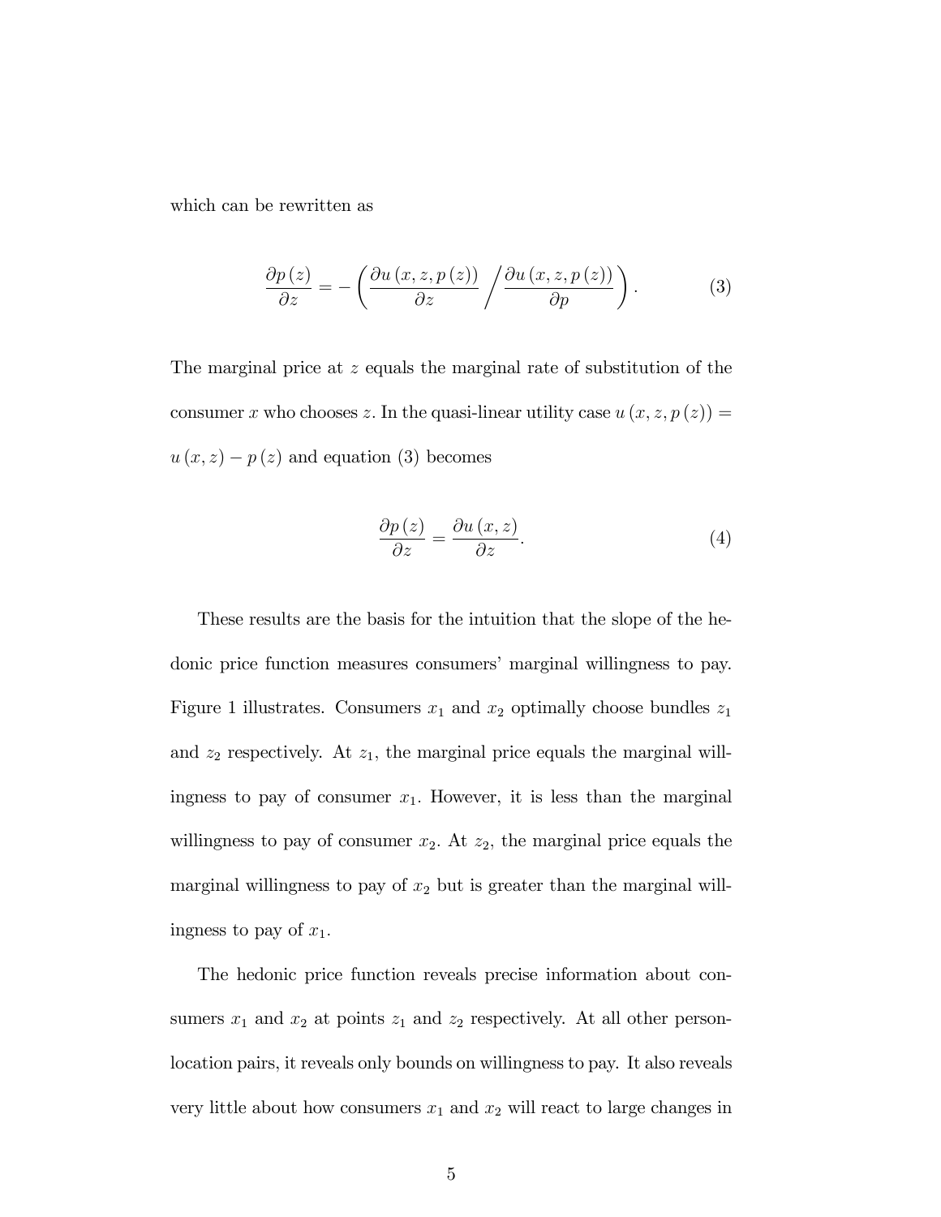which can be rewritten as

$$\frac{\partial p(z)}{\partial z} = -\left( \frac{\partial u(x, z, p(z))}{\partial z} \Big/ \frac{\partial u(x, z, p(z))}{\partial p} \right). \tag{3}$$

The marginal price at $z$ equals the marginal rate of substitution of the consumer $x$ who chooses $z$. In the quasi-linear utility case $u(x, z, p(z)) = u(x, z) - p(z)$ and equation (3) becomes

$$\frac{\partial p(z)}{\partial z} = \frac{\partial u(x, z)}{\partial z}. \tag{4}$$

These results are the basis for the intuition that the slope of the hedonic price function measures consumers' marginal willingness to pay. Figure 1 illustrates. Consumers $x_1$ and $x_2$ optimally choose bundles $z_1$ and $z_2$ respectively. At $z_1$, the marginal price equals the marginal willingness to pay of consumer $x_1$. However, it is less than the marginal willingness to pay of consumer $x_2$. At $z_2$, the marginal price equals the marginal willingness to pay of $x_2$ but is greater than the marginal willingness to pay of $x_1$.

The hedonic price function reveals precise information about consumers $x_1$ and $x_2$ at points $z_1$ and $z_2$ respectively. At all other person-location pairs, it reveals only bounds on willingness to pay. It also reveals very little about how consumers $x_1$ and $x_2$ will react to large changes in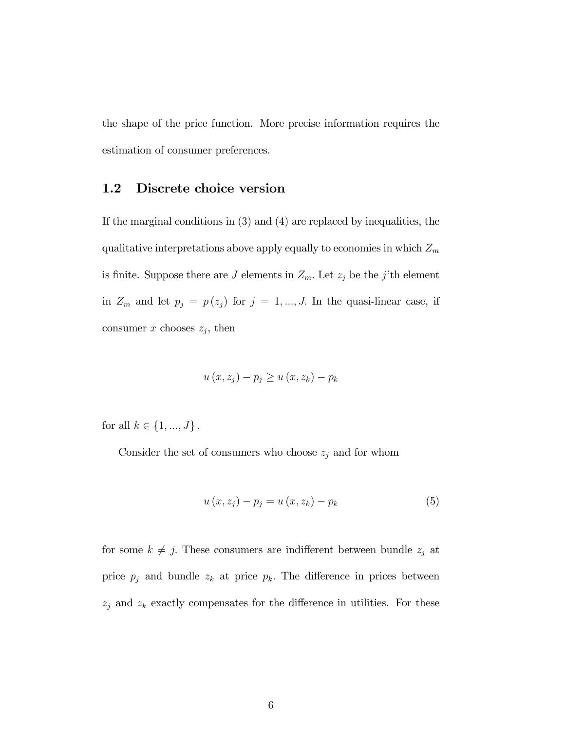the shape of the price function. More precise information requires the estimation of consumer preferences.

## 1.2 Discrete choice version

If the marginal conditions in (3) and (4) are replaced by inequalities, the qualitative interpretations above apply equally to economies in which $Z_m$ is finite. Suppose there are $J$ elements in $Z_m$. Let $z_j$ be the $j$'th element in $Z_m$ and let $p_j = p(z_j)$ for $j = 1, ..., J$. In the quasi-linear case, if consumer $x$ chooses $z_j$, then

$$u(x, z_j) - p_j \geq u(x, z_k) - p_k$$

for all $k \in \{1, ..., J\}$.

Consider the set of consumers who choose $z_j$ and for whom

$$u(x, z_j) - p_j = u(x, z_k) - p_k \tag{5}$$

for some $k \neq j$. These consumers are indifferent between bundle $z_j$ at price $p_j$ and bundle $z_k$ at price $p_k$. The difference in prices between $z_j$ and $z_k$ exactly compensates for the difference in utilities. For these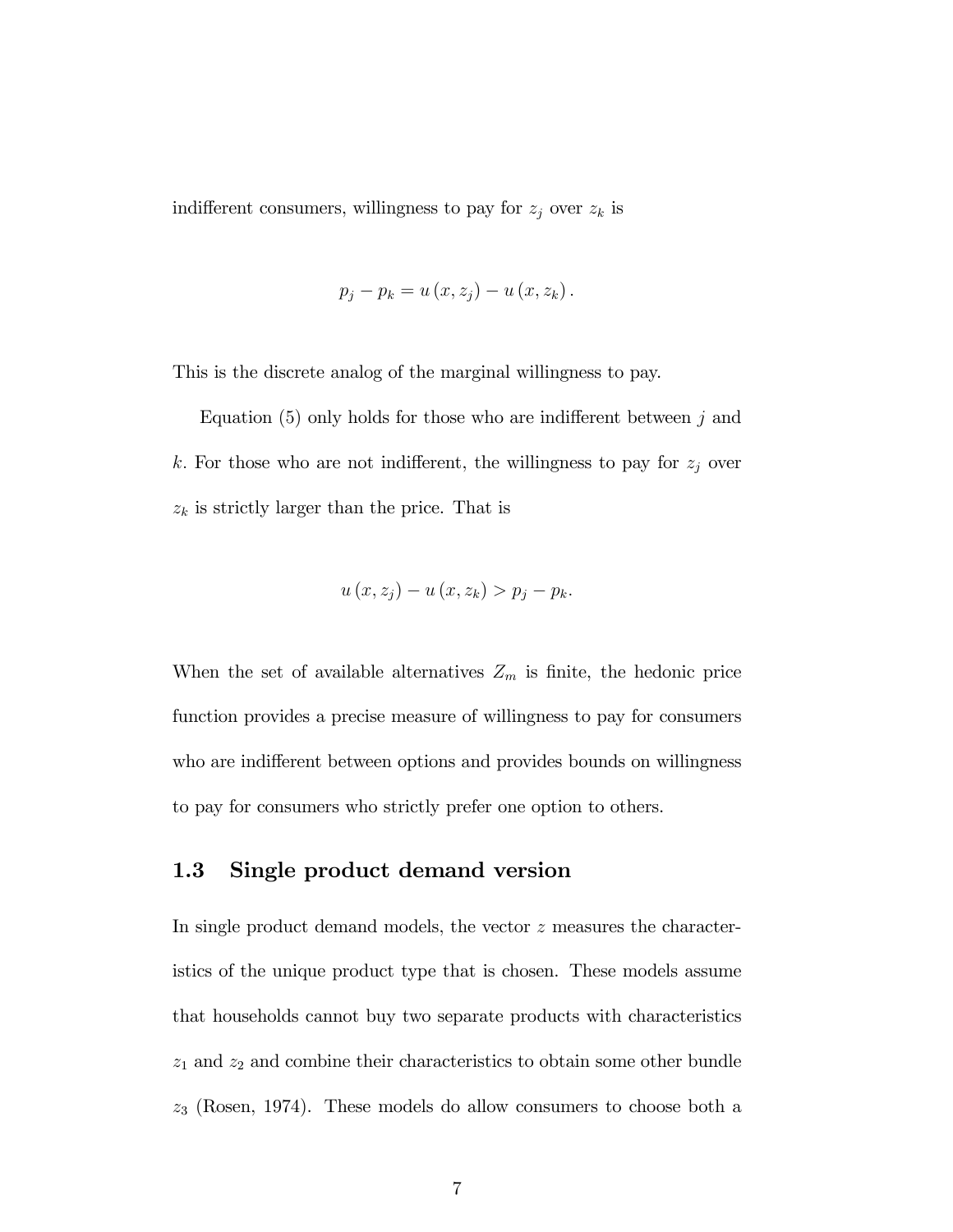indifferent consumers, willingness to pay for $z_j$ over $z_k$ is

$$p_j - p_k = u(x, z_j) - u(x, z_k).$$

This is the discrete analog of the marginal willingness to pay.

Equation (5) only holds for those who are indifferent between $j$ and $k$. For those who are not indifferent, the willingness to pay for $z_j$ over $z_k$ is strictly larger than the price. That is

$$u(x, z_j) - u(x, z_k) > p_j - p_k.$$

When the set of available alternatives $Z_m$ is finite, the hedonic price function provides a precise measure of willingness to pay for consumers who are indifferent between options and provides bounds on willingness to pay for consumers who strictly prefer one option to others.

## 1.3 Single product demand version

In single product demand models, the vector $z$ measures the characteristics of the unique product type that is chosen. These models assume that households cannot buy two separate products with characteristics $z_1$ and $z_2$ and combine their characteristics to obtain some other bundle $z_3$ (Rosen, 1974). These models do allow consumers to choose both a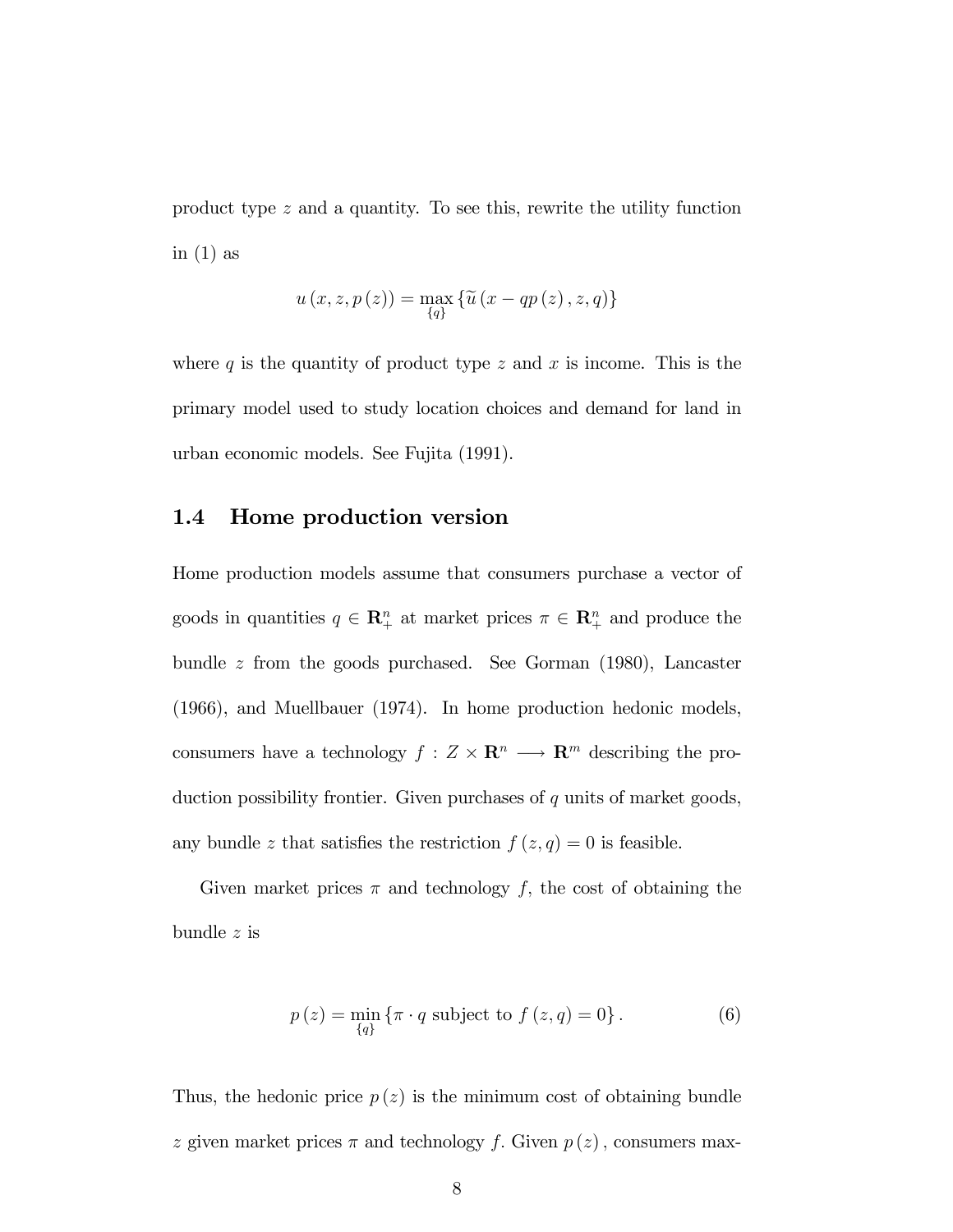product type $z$ and a quantity. To see this, rewrite the utility function in (1) as

$$u(x, z, p(z)) = \max_{\{q\}} \{\widetilde{u}(x - qp(z), z, q)\}$$

where $q$ is the quantity of product type $z$ and $x$ is income. This is the primary model used to study location choices and demand for land in urban economic models. See Fujita (1991).

## 1.4 Home production version

Home production models assume that consumers purchase a vector of goods in quantities $q \in \mathbf{R}_+^n$ at market prices $\pi \in \mathbf{R}_+^n$ and produce the bundle $z$ from the goods purchased. See Gorman (1980), Lancaster (1966), and Muellbauer (1974). In home production hedonic models, consumers have a technology $f : Z \times \mathbf{R}^n \longrightarrow \mathbf{R}^m$ describing the production possibility frontier. Given purchases of $q$ units of market goods, any bundle $z$ that satisfies the restriction $f(z, q) = 0$ is feasible.

Given market prices $\pi$ and technology $f$, the cost of obtaining the bundle $z$ is

$$p(z) = \min_{\{q\}} \{\pi \cdot q \text{ subject to } f(z, q) = 0\}. \tag{6}$$

Thus, the hedonic price $p(z)$ is the minimum cost of obtaining bundle $z$ given market prices $\pi$ and technology $f$. Given $p(z)$, consumers max-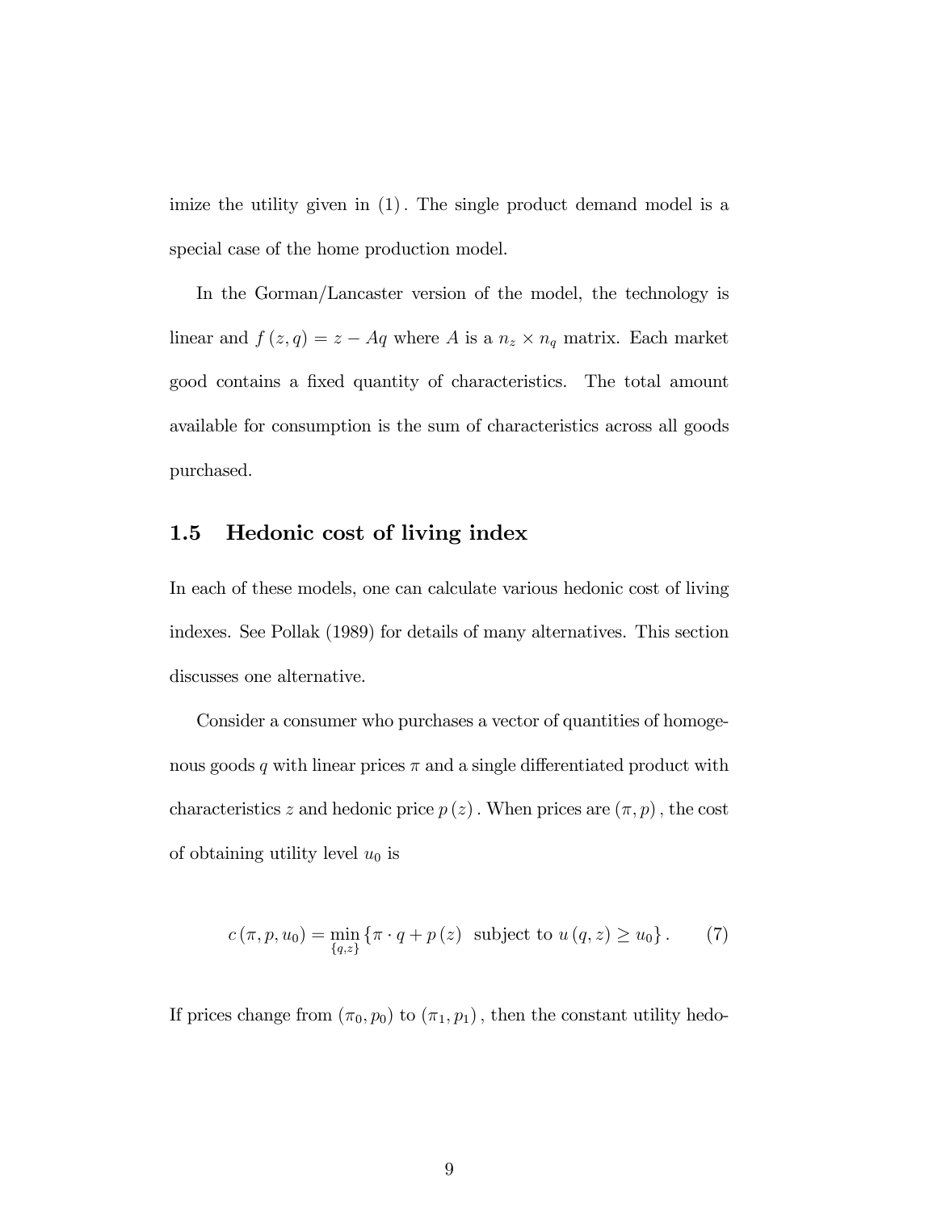imize the utility given in $(1)$. The single product demand model is a special case of the home production model.

In the Gorman/Lancaster version of the model, the technology is linear and $f(z,q) = z - Aq$ where $A$ is a $n_z \times n_q$ matrix. Each market good contains a fixed quantity of characteristics. The total amount available for consumption is the sum of characteristics across all goods purchased.

## 1.5 Hedonic cost of living index

In each of these models, one can calculate various hedonic cost of living indexes. See Pollak (1989) for details of many alternatives. This section discusses one alternative.

Consider a consumer who purchases a vector of quantities of homogenous goods $q$ with linear prices $\pi$ and a single differentiated product with characteristics $z$ and hedonic price $p(z)$. When prices are $(\pi, p)$, the cost of obtaining utility level $u_0$ is

$$c(\pi, p, u_0) = \min_{\{q,z\}} \{\pi \cdot q + p(z) \ \text{ subject to } u(q,z) \geq u_0\}. \tag{7}$$

If prices change from $(\pi_0, p_0)$ to $(\pi_1, p_1)$, then the constant utility hedo-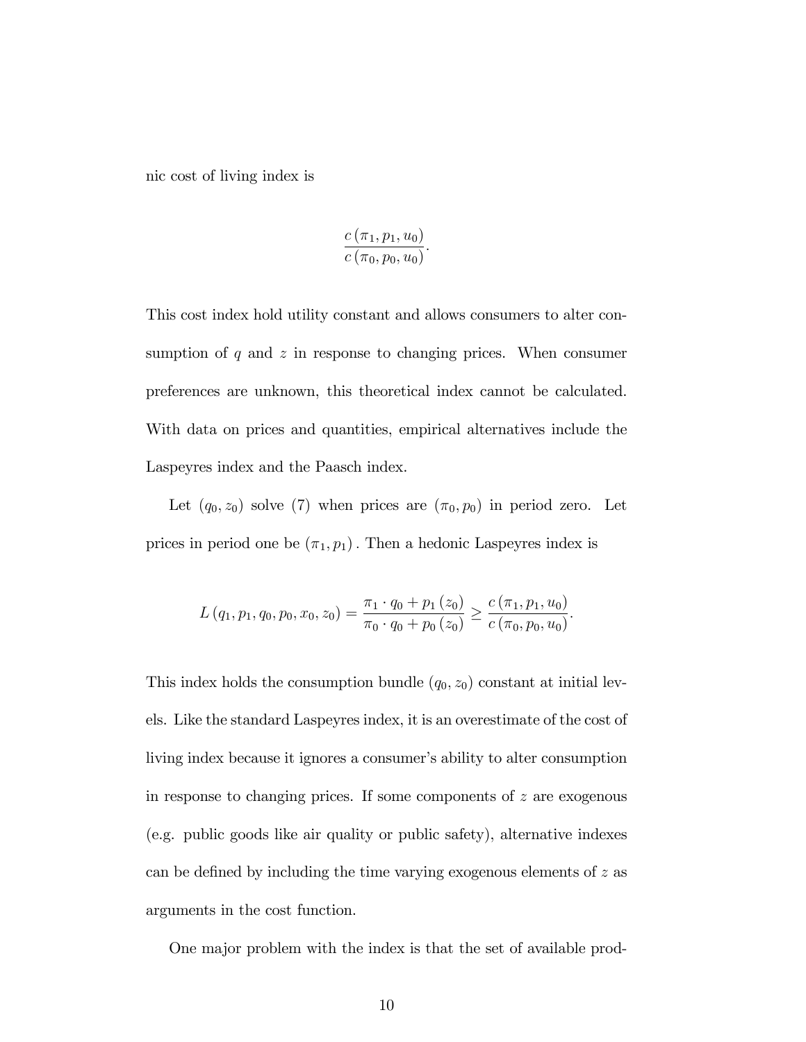nic cost of living index is

$$\frac{c(\pi_1, p_1, u_0)}{c(\pi_0, p_0, u_0)}.$$

This cost index hold utility constant and allows consumers to alter consumption of $q$ and $z$ in response to changing prices. When consumer preferences are unknown, this theoretical index cannot be calculated. With data on prices and quantities, empirical alternatives include the Laspeyres index and the Paasch index.

Let $(q_0, z_0)$ solve (7) when prices are $(\pi_0, p_0)$ in period zero. Let prices in period one be $(\pi_1, p_1)$. Then a hedonic Laspeyres index is

$$L(q_1, p_1, q_0, p_0, x_0, z_0) = \frac{\pi_1 \cdot q_0 + p_1(z_0)}{\pi_0 \cdot q_0 + p_0(z_0)} \geq \frac{c(\pi_1, p_1, u_0)}{c(\pi_0, p_0, u_0)}.$$

This index holds the consumption bundle $(q_0, z_0)$ constant at initial levels. Like the standard Laspeyres index, it is an overestimate of the cost of living index because it ignores a consumer's ability to alter consumption in response to changing prices. If some components of $z$ are exogenous (e.g. public goods like air quality or public safety), alternative indexes can be defined by including the time varying exogenous elements of $z$ as arguments in the cost function.

One major problem with the index is that the set of available prod-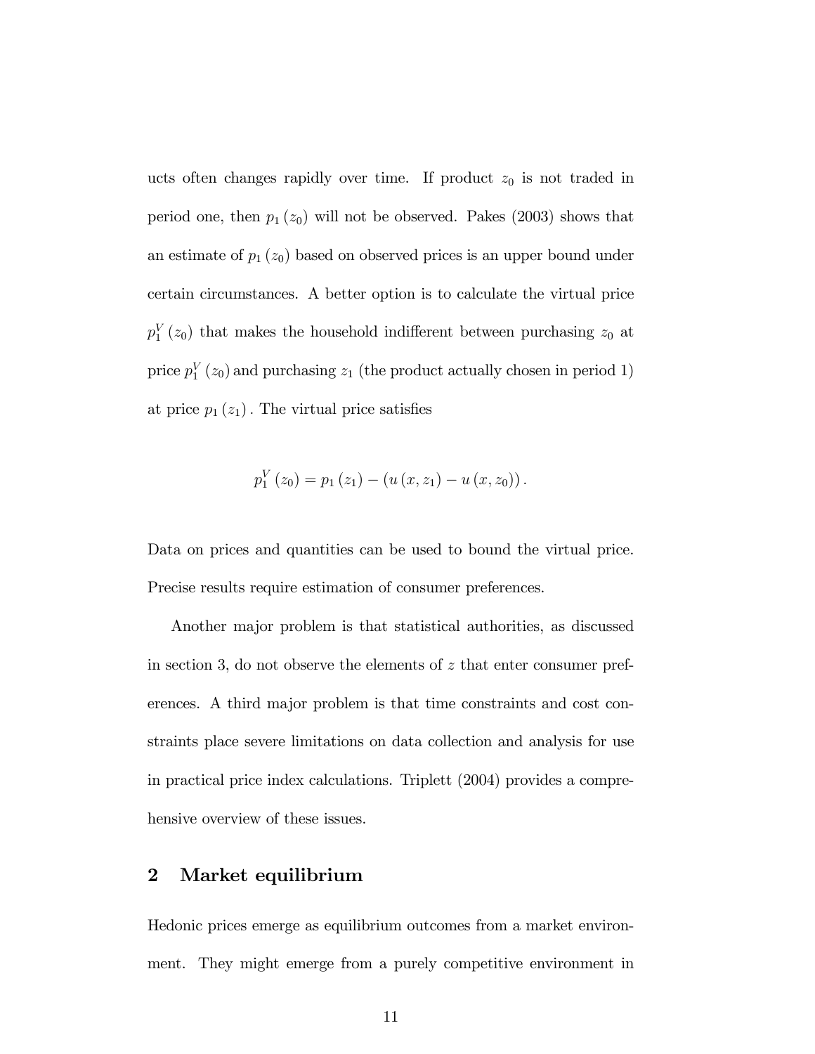ucts often changes rapidly over time. If product $z_0$ is not traded in period one, then $p_1(z_0)$ will not be observed. Pakes (2003) shows that an estimate of $p_1(z_0)$ based on observed prices is an upper bound under certain circumstances. A better option is to calculate the virtual price $p_1^V(z_0)$ that makes the household indifferent between purchasing $z_0$ at price $p_1^V(z_0)$ and purchasing $z_1$ (the product actually chosen in period 1) at price $p_1(z_1)$. The virtual price satisfies

$$p_1^V(z_0) = p_1(z_1) - (u(x, z_1) - u(x, z_0)).$$

Data on prices and quantities can be used to bound the virtual price. Precise results require estimation of consumer preferences.

Another major problem is that statistical authorities, as discussed in section 3, do not observe the elements of $z$ that enter consumer preferences. A third major problem is that time constraints and cost constraints place severe limitations on data collection and analysis for use in practical price index calculations. Triplett (2004) provides a comprehensive overview of these issues.

## 2 Market equilibrium

Hedonic prices emerge as equilibrium outcomes from a market environment. They might emerge from a purely competitive environment in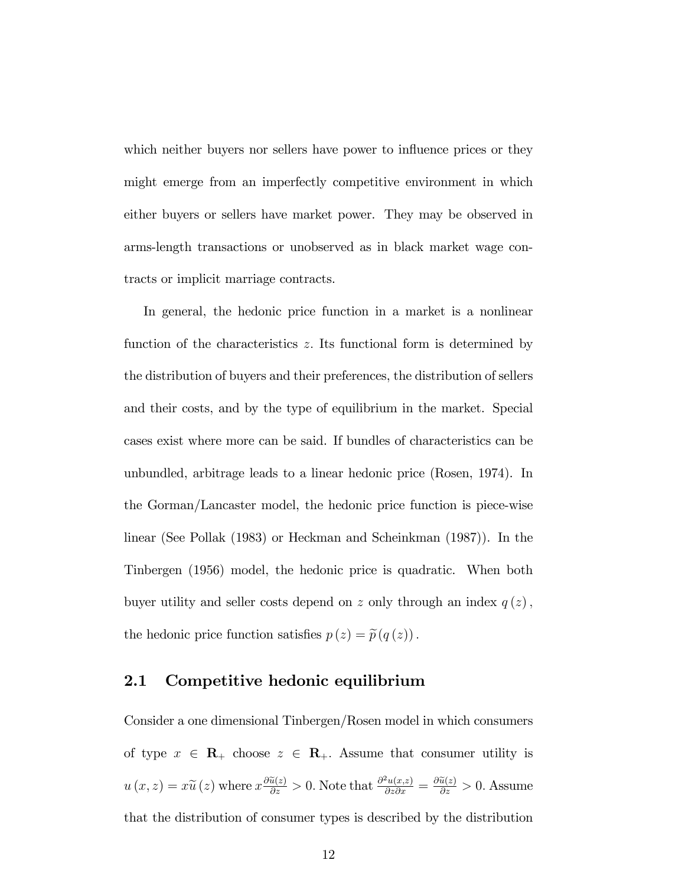which neither buyers nor sellers have power to influence prices or they might emerge from an imperfectly competitive environment in which either buyers or sellers have market power. They may be observed in arms-length transactions or unobserved as in black market wage contracts or implicit marriage contracts.

In general, the hedonic price function in a market is a nonlinear function of the characteristics $z$. Its functional form is determined by the distribution of buyers and their preferences, the distribution of sellers and their costs, and by the type of equilibrium in the market. Special cases exist where more can be said. If bundles of characteristics can be unbundled, arbitrage leads to a linear hedonic price (Rosen, 1974). In the Gorman/Lancaster model, the hedonic price function is piece-wise linear (See Pollak (1983) or Heckman and Scheinkman (1987)). In the Tinbergen (1956) model, the hedonic price is quadratic. When both buyer utility and seller costs depend on $z$ only through an index $q(z)$, the hedonic price function satisfies $p(z) = \widetilde{p}(q(z))$.

## 2.1 Competitive hedonic equilibrium

Consider a one dimensional Tinbergen/Rosen model in which consumers of type $x \in \mathbf{R}_+$ choose $z \in \mathbf{R}_+$. Assume that consumer utility is $u(x,z) = x\widetilde{u}(z)$ where $x\frac{\partial \widetilde{u}(z)}{\partial z} > 0$. Note that $\frac{\partial^2 u(x,z)}{\partial z \partial x} = \frac{\partial \widetilde{u}(z)}{\partial z} > 0$. Assume that the distribution of consumer types is described by the distribution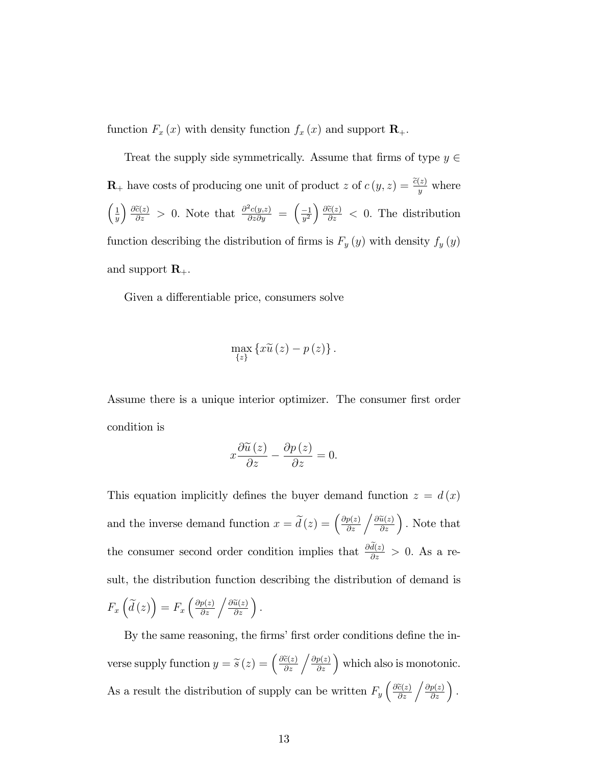function $F_x(x)$ with density function $f_x(x)$ and support $\mathbf{R}_+$.

Treat the supply side symmetrically. Assume that firms of type $y \in \mathbf{R}_+$ have costs of producing one unit of product $z$ of $c(y,z) = \frac{\widetilde{c}(z)}{y}$ where $\left(\frac{1}{y}\right)\frac{\partial \widetilde{c}(z)}{\partial z} > 0$. Note that $\frac{\partial^2 c(y,z)}{\partial z \partial y} = \left(\frac{-1}{y^2}\right)\frac{\partial \widetilde{c}(z)}{\partial z} < 0$. The distribution function describing the distribution of firms is $F_y(y)$ with density $f_y(y)$ and support $\mathbf{R}_+$.

Given a differentiable price, consumers solve

$$\max_{\{z\}} \{x\widetilde{u}(z) - p(z)\}.$$

Assume there is a unique interior optimizer. The consumer first order condition is

$$x\frac{\partial \widetilde{u}(z)}{\partial z} - \frac{\partial p(z)}{\partial z} = 0.$$

This equation implicitly defines the buyer demand function $z = d(x)$ and the inverse demand function $x = \widetilde{d}(z) = \left(\frac{\partial p(z)}{\partial z} \Big/ \frac{\partial \widetilde{u}(z)}{\partial z}\right)$. Note that the consumer second order condition implies that $\frac{\partial \widetilde{d}(z)}{\partial z} > 0$. As a result, the distribution function describing the distribution of demand is $F_x\left(\widetilde{d}(z)\right) = F_x\left(\frac{\partial p(z)}{\partial z} \Big/ \frac{\partial \widetilde{u}(z)}{\partial z}\right)$.

By the same reasoning, the firms' first order conditions define the inverse supply function $y = \widetilde{s}(z) = \left(\frac{\partial \widetilde{c}(z)}{\partial z} \Big/ \frac{\partial p(z)}{\partial z}\right)$ which also is monotonic. As a result the distribution of supply can be written $F_y\left(\frac{\partial \widetilde{c}(z)}{\partial z} \Big/ \frac{\partial p(z)}{\partial z}\right)$.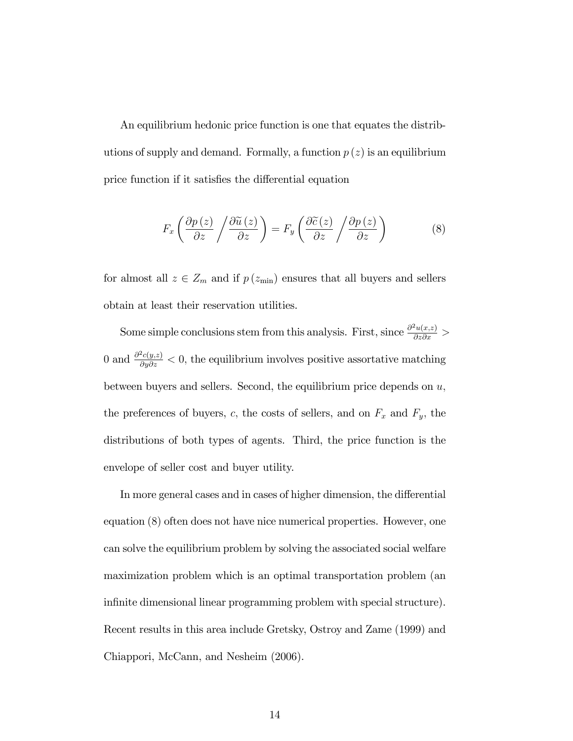An equilibrium hedonic price function is one that equates the distributions of supply and demand. Formally, a function $p(z)$ is an equilibrium price function if it satisfies the differential equation

$$F_x\left(\frac{\partial p(z)}{\partial z} \Big/ \frac{\partial \widetilde{u}(z)}{\partial z}\right) = F_y\left(\frac{\partial \widetilde{c}(z)}{\partial z} \Big/ \frac{\partial p(z)}{\partial z}\right) \tag{8}$$

for almost all $z \in Z_m$ and if $p(z_{\min})$ ensures that all buyers and sellers obtain at least their reservation utilities.

Some simple conclusions stem from this analysis. First, since $\frac{\partial^2 u(x,z)}{\partial z \partial x} > 0$ and $\frac{\partial^2 c(y,z)}{\partial y \partial z} < 0$, the equilibrium involves positive assortative matching between buyers and sellers. Second, the equilibrium price depends on $u$, the preferences of buyers, $c$, the costs of sellers, and on $F_x$ and $F_y$, the distributions of both types of agents. Third, the price function is the envelope of seller cost and buyer utility.

In more general cases and in cases of higher dimension, the differential equation (8) often does not have nice numerical properties. However, one can solve the equilibrium problem by solving the associated social welfare maximization problem which is an optimal transportation problem (an infinite dimensional linear programming problem with special structure). Recent results in this area include Gretsky, Ostroy and Zame (1999) and Chiappori, McCann, and Nesheim (2006).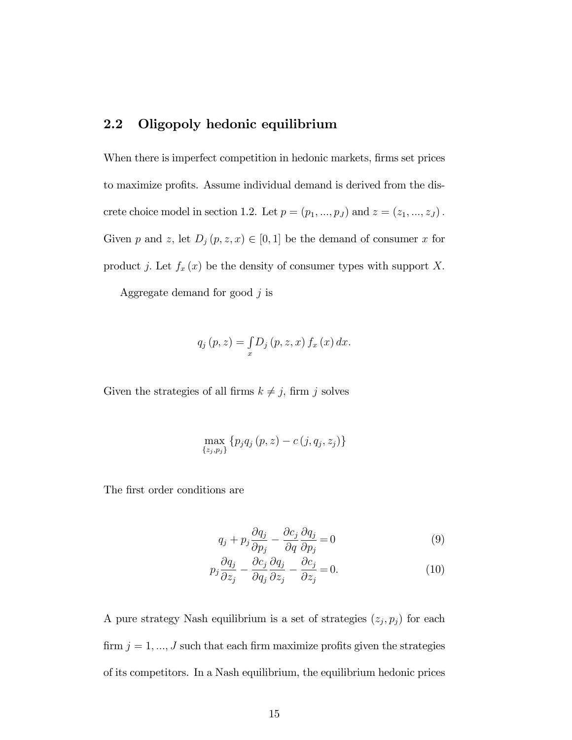## 2.2 Oligopoly hedonic equilibrium

When there is imperfect competition in hedonic markets, firms set prices to maximize profits. Assume individual demand is derived from the discrete choice model in section 1.2. Let $p = (p_1, ..., p_J)$ and $z = (z_1, ..., z_J)$. Given $p$ and $z$, let $D_j(p, z, x) \in [0, 1]$ be the demand of consumer $x$ for product $j$. Let $f_x(x)$ be the density of consumer types with support $X$.

Aggregate demand for good $j$ is

$$q_j(p, z) = \int_x D_j(p, z, x) f_x(x) \, dx.$$

Given the strategies of all firms $k \neq j$, firm $j$ solves

$$\max_{\{z_j, p_j\}} \{p_j q_j(p, z) - c(j, q_j, z_j)\}$$

The first order conditions are

$$q_j + p_j \frac{\partial q_j}{\partial p_j} - \frac{\partial c_j}{\partial q} \frac{\partial q_j}{\partial p_j} = 0 \tag{9}$$

$$p_j \frac{\partial q_j}{\partial z_j} - \frac{\partial c_j}{\partial q_j} \frac{\partial q_j}{\partial z_j} - \frac{\partial c_j}{\partial z_j} = 0. \tag{10}$$

A pure strategy Nash equilibrium is a set of strategies $(z_j, p_j)$ for each firm $j = 1, ..., J$ such that each firm maximize profits given the strategies of its competitors. In a Nash equilibrium, the equilibrium hedonic prices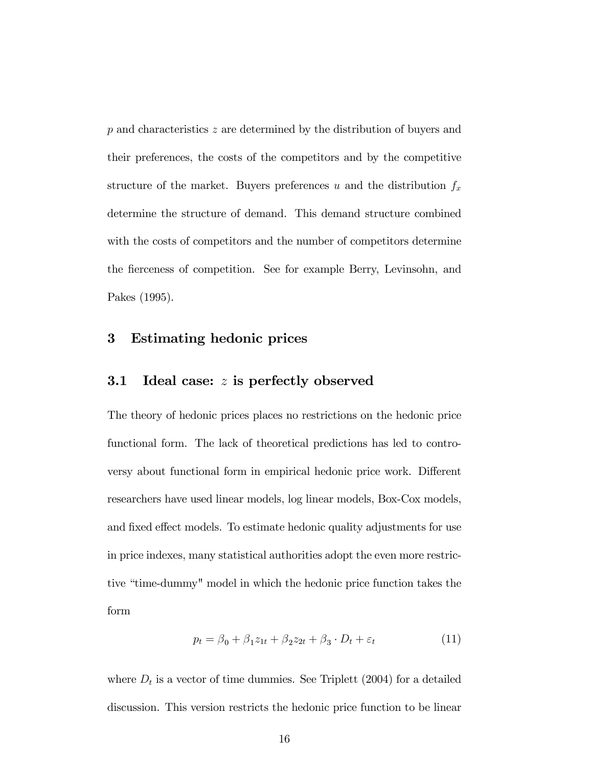$p$ and characteristics $z$ are determined by the distribution of buyers and their preferences, the costs of the competitors and by the competitive structure of the market. Buyers preferences $u$ and the distribution $f_x$ determine the structure of demand. This demand structure combined with the costs of competitors and the number of competitors determine the fierceness of competition. See for example Berry, Levinsohn, and Pakes (1995).

## 3 Estimating hedonic prices

### 3.1 Ideal case: $z$ is perfectly observed

The theory of hedonic prices places no restrictions on the hedonic price functional form. The lack of theoretical predictions has led to controversy about functional form in empirical hedonic price work. Different researchers have used linear models, log linear models, Box-Cox models, and fixed effect models. To estimate hedonic quality adjustments for use in price indexes, many statistical authorities adopt the even more restrictive "time-dummy" model in which the hedonic price function takes the form

$$p_t = \beta_0 + \beta_1 z_{1t} + \beta_2 z_{2t} + \beta_3 \cdot D_t + \varepsilon_t \tag{11}$$

where $D_t$ is a vector of time dummies. See Triplett (2004) for a detailed discussion. This version restricts the hedonic price function to be linear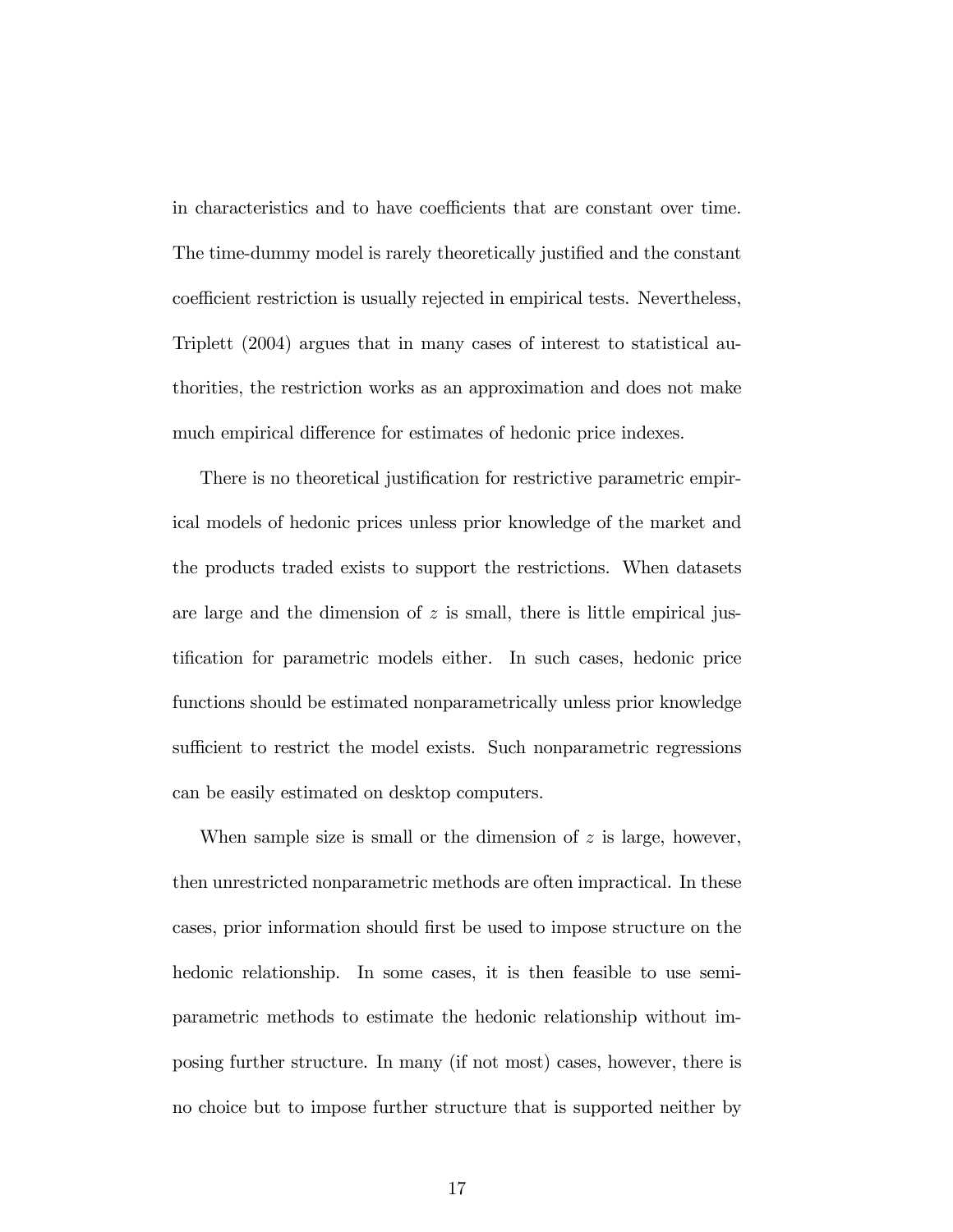in characteristics and to have coefficients that are constant over time. The time-dummy model is rarely theoretically justified and the constant coefficient restriction is usually rejected in empirical tests. Nevertheless, Triplett (2004) argues that in many cases of interest to statistical authorities, the restriction works as an approximation and does not make much empirical difference for estimates of hedonic price indexes.

There is no theoretical justification for restrictive parametric empirical models of hedonic prices unless prior knowledge of the market and the products traded exists to support the restrictions. When datasets are large and the dimension of $z$ is small, there is little empirical justification for parametric models either. In such cases, hedonic price functions should be estimated nonparametrically unless prior knowledge sufficient to restrict the model exists. Such nonparametric regressions can be easily estimated on desktop computers.

When sample size is small or the dimension of $z$ is large, however, then unrestricted nonparametric methods are often impractical. In these cases, prior information should first be used to impose structure on the hedonic relationship. In some cases, it is then feasible to use semi-parametric methods to estimate the hedonic relationship without imposing further structure. In many (if not most) cases, however, there is no choice but to impose further structure that is supported neither by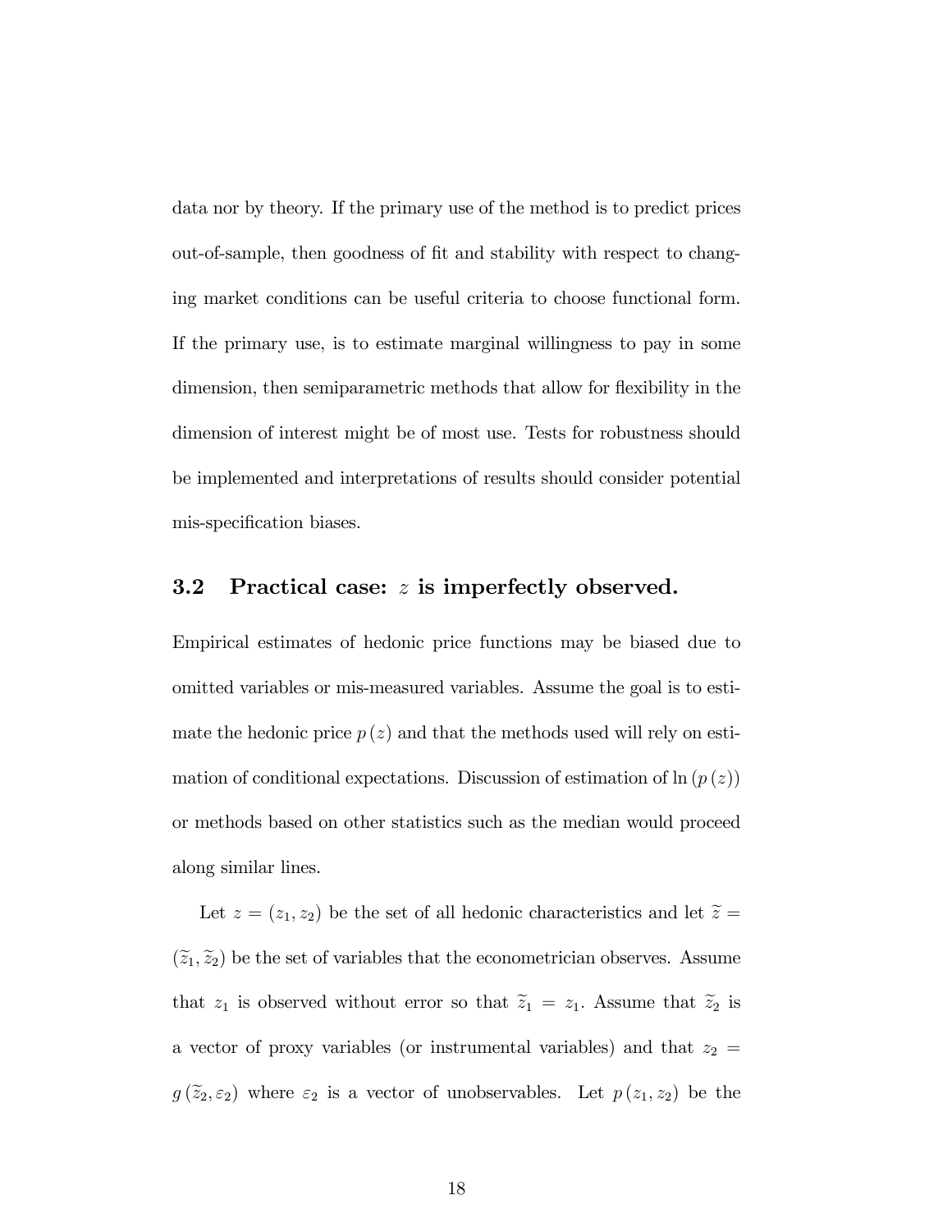data nor by theory. If the primary use of the method is to predict prices out-of-sample, then goodness of fit and stability with respect to changing market conditions can be useful criteria to choose functional form. If the primary use, is to estimate marginal willingness to pay in some dimension, then semiparametric methods that allow for flexibility in the dimension of interest might be of most use. Tests for robustness should be implemented and interpretations of results should consider potential mis-specification biases.

### 3.2 Practical case: $z$ is imperfectly observed.

Empirical estimates of hedonic price functions may be biased due to omitted variables or mis-measured variables. Assume the goal is to estimate the hedonic price $p(z)$ and that the methods used will rely on estimation of conditional expectations. Discussion of estimation of $\ln(p(z))$ or methods based on other statistics such as the median would proceed along similar lines.

Let $z = (z_1, z_2)$ be the set of all hedonic characteristics and let $\widetilde{z} = (\widetilde{z}_1, \widetilde{z}_2)$ be the set of variables that the econometrician observes. Assume that $z_1$ is observed without error so that $\widetilde{z}_1 = z_1$. Assume that $\widetilde{z}_2$ is a vector of proxy variables (or instrumental variables) and that $z_2 = g(\widetilde{z}_2, \varepsilon_2)$ where $\varepsilon_2$ is a vector of unobservables. Let $p(z_1, z_2)$ be the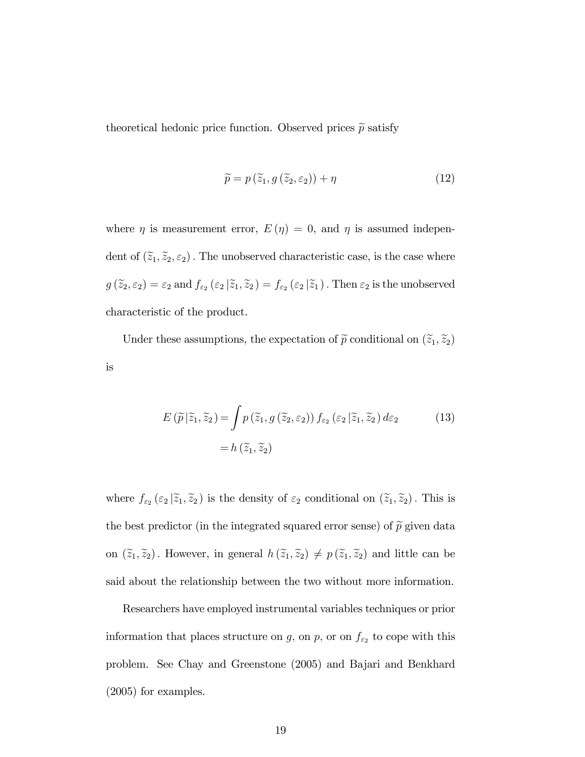theoretical hedonic price function. Observed prices $\widetilde{p}$ satisfy

$$\widetilde{p} = p\left(\widetilde{z}_1, g\left(\widetilde{z}_2, \varepsilon_2\right)\right) + \eta \tag{12}$$

where $\eta$ is measurement error, $E(\eta) = 0$, and $\eta$ is assumed independent of $\left(\widetilde{z}_1, \widetilde{z}_2, \varepsilon_2\right)$. The unobserved characteristic case, is the case where $g\left(\widetilde{z}_2, \varepsilon_2\right) = \varepsilon_2$ and $f_{\varepsilon_2}\left(\varepsilon_2 \left| \widetilde{z}_1, \widetilde{z}_2\right.\right) = f_{\varepsilon_2}\left(\varepsilon_2 \left| \widetilde{z}_1\right.\right)$. Then $\varepsilon_2$ is the unobserved characteristic of the product.

Under these assumptions, the expectation of $\widetilde{p}$ conditional on $\left(\widetilde{z}_1, \widetilde{z}_2\right)$ is

$$\begin{aligned} E\left(\widetilde{p} \left| \widetilde{z}_1, \widetilde{z}_2\right.\right) &= \int p\left(\widetilde{z}_1, g\left(\widetilde{z}_2, \varepsilon_2\right)\right) f_{\varepsilon_2}\left(\varepsilon_2 \left| \widetilde{z}_1, \widetilde{z}_2\right.\right) d\varepsilon_2 \\ &= h\left(\widetilde{z}_1, \widetilde{z}_2\right) \end{aligned} \tag{13}$$

where $f_{\varepsilon_2}\left(\varepsilon_2 \left| \widetilde{z}_1, \widetilde{z}_2\right.\right)$ is the density of $\varepsilon_2$ conditional on $\left(\widetilde{z}_1, \widetilde{z}_2\right)$. This is the best predictor (in the integrated squared error sense) of $\widetilde{p}$ given data on $\left(\widetilde{z}_1, \widetilde{z}_2\right)$. However, in general $h\left(\widetilde{z}_1, \widetilde{z}_2\right) \neq p\left(\widetilde{z}_1, \widetilde{z}_2\right)$ and little can be said about the relationship between the two without more information.

Researchers have employed instrumental variables techniques or prior information that places structure on $g$, on $p$, or on $f_{\varepsilon_2}$ to cope with this problem. See Chay and Greenstone (2005) and Bajari and Benkhard (2005) for examples.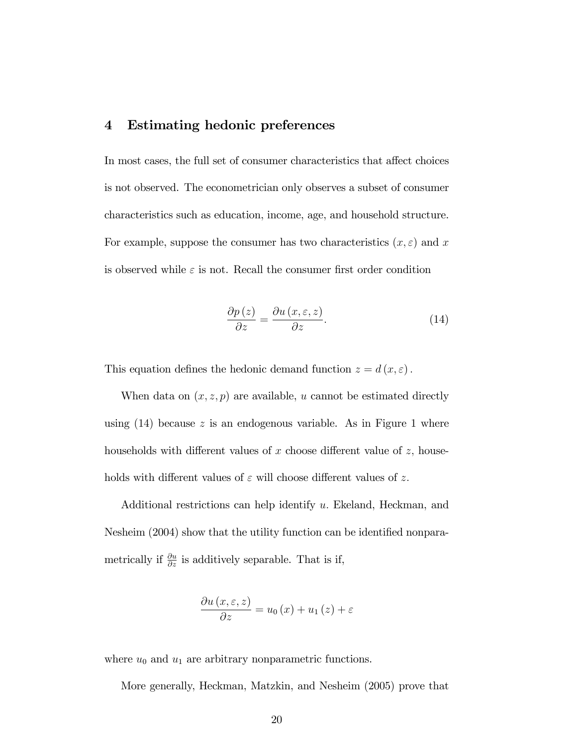## 4 Estimating hedonic preferences

In most cases, the full set of consumer characteristics that affect choices is not observed. The econometrician only observes a subset of consumer characteristics such as education, income, age, and household structure. For example, suppose the consumer has two characteristics $(x, \varepsilon)$ and $x$ is observed while $\varepsilon$ is not. Recall the consumer first order condition

$$\frac{\partial p(z)}{\partial z} = \frac{\partial u(x, \varepsilon, z)}{\partial z}. \tag{14}$$

This equation defines the hedonic demand function $z = d(x, \varepsilon)$.

When data on $(x, z, p)$ are available, $u$ cannot be estimated directly using (14) because $z$ is an endogenous variable. As in Figure 1 where households with different values of $x$ choose different value of $z$, households with different values of $\varepsilon$ will choose different values of $z$.

Additional restrictions can help identify $u$. Ekeland, Heckman, and Nesheim (2004) show that the utility function can be identified nonparametrically if $\frac{\partial u}{\partial z}$ is additively separable. That is if,

$$\frac{\partial u(x, \varepsilon, z)}{\partial z} = u_0(x) + u_1(z) + \varepsilon$$

where $u_0$ and $u_1$ are arbitrary nonparametric functions.

More generally, Heckman, Matzkin, and Nesheim (2005) prove that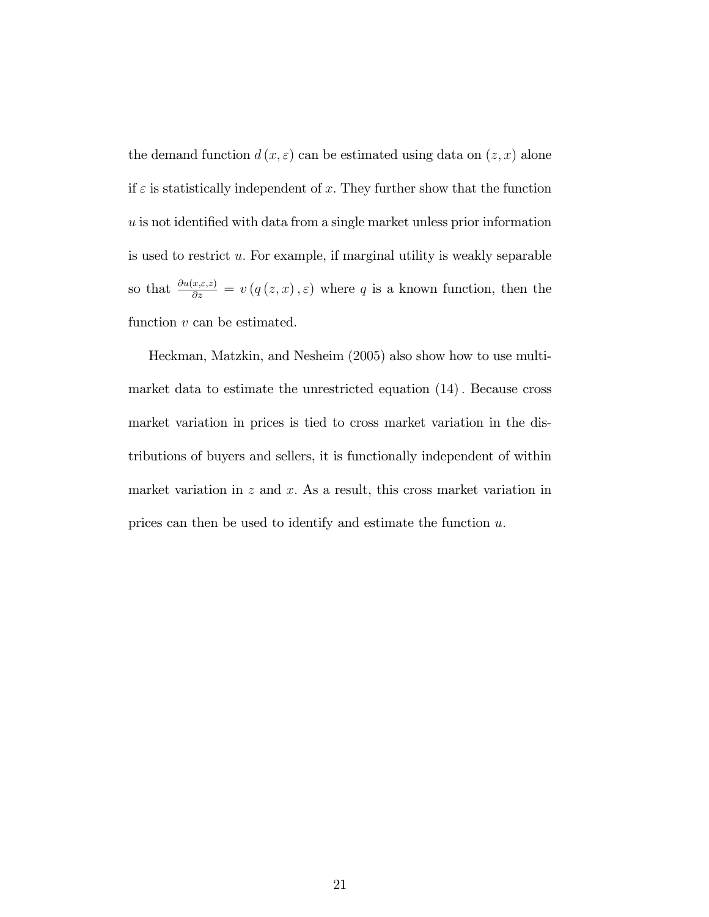the demand function $d(x, \varepsilon)$ can be estimated using data on $(z, x)$ alone if $\varepsilon$ is statistically independent of $x$. They further show that the function $u$ is not identified with data from a single market unless prior information is used to restrict $u$. For example, if marginal utility is weakly separable so that $\frac{\partial u(x,\varepsilon,z)}{\partial z} = v(q(z, x), \varepsilon)$ where $q$ is a known function, then the function $v$ can be estimated.

Heckman, Matzkin, and Nesheim (2005) also show how to use multi-market data to estimate the unrestricted equation (14). Because cross market variation in prices is tied to cross market variation in the distributions of buyers and sellers, it is functionally independent of within market variation in $z$ and $x$. As a result, this cross market variation in prices can then be used to identify and estimate the function $u$.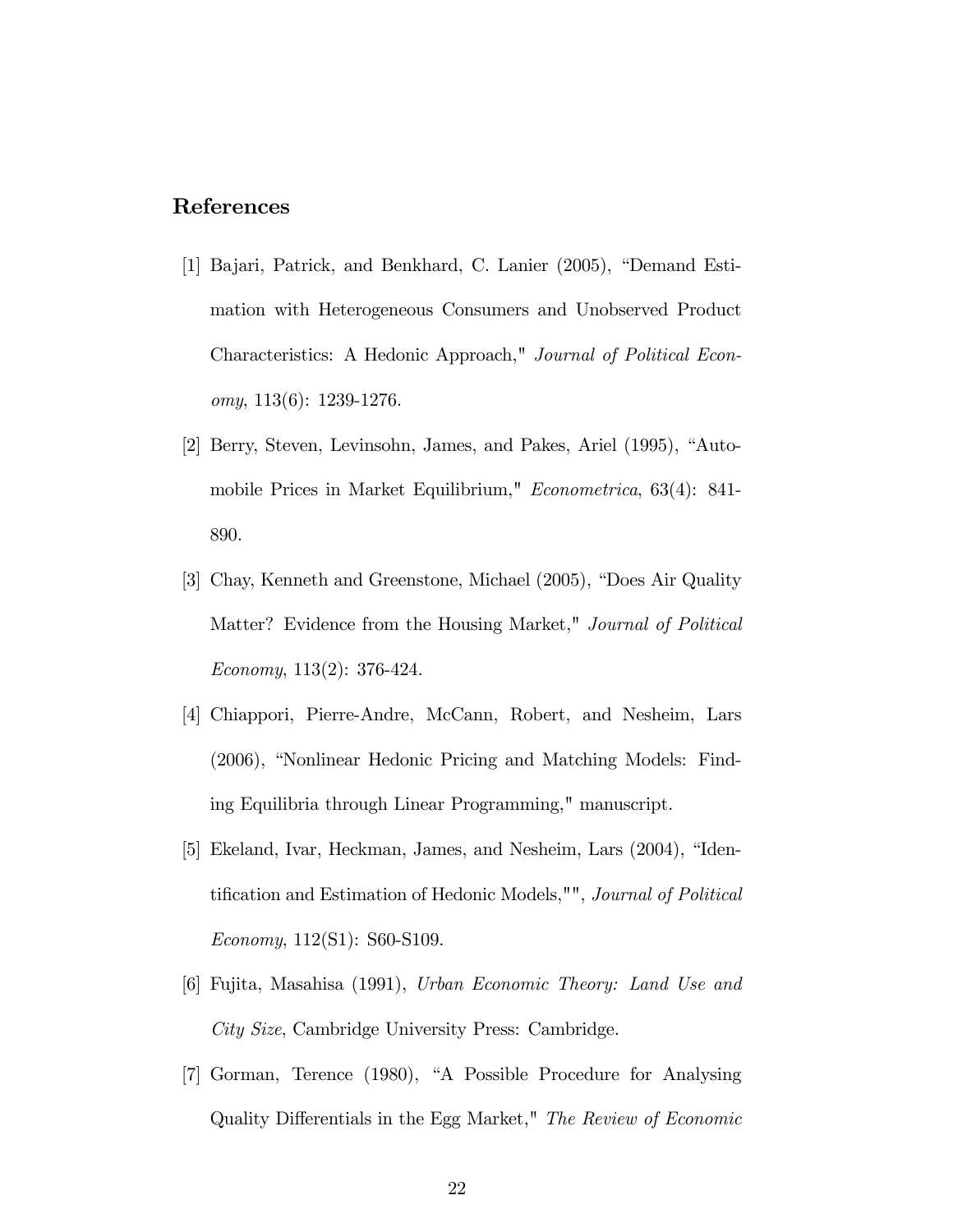## References

[1] Bajari, Patrick, and Benkhard, C. Lanier (2005), "Demand Estimation with Heterogeneous Consumers and Unobserved Product Characteristics: A Hedonic Approach," *Journal of Political Economy*, 113(6): 1239-1276.

[2] Berry, Steven, Levinsohn, James, and Pakes, Ariel (1995), "Automobile Prices in Market Equilibrium," *Econometrica*, 63(4): 841-890.

[3] Chay, Kenneth and Greenstone, Michael (2005), "Does Air Quality Matter? Evidence from the Housing Market," *Journal of Political Economy*, 113(2): 376-424.

[4] Chiappori, Pierre-Andre, McCann, Robert, and Nesheim, Lars (2006), "Nonlinear Hedonic Pricing and Matching Models: Finding Equilibria through Linear Programming," manuscript.

[5] Ekeland, Ivar, Heckman, James, and Nesheim, Lars (2004), "Identification and Estimation of Hedonic Models,"", *Journal of Political Economy*, 112(S1): S60-S109.

[6] Fujita, Masahisa (1991), *Urban Economic Theory: Land Use and City Size*, Cambridge University Press: Cambridge.

[7] Gorman, Terence (1980), "A Possible Procedure for Analysing Quality Differentials in the Egg Market," *The Review of Economic*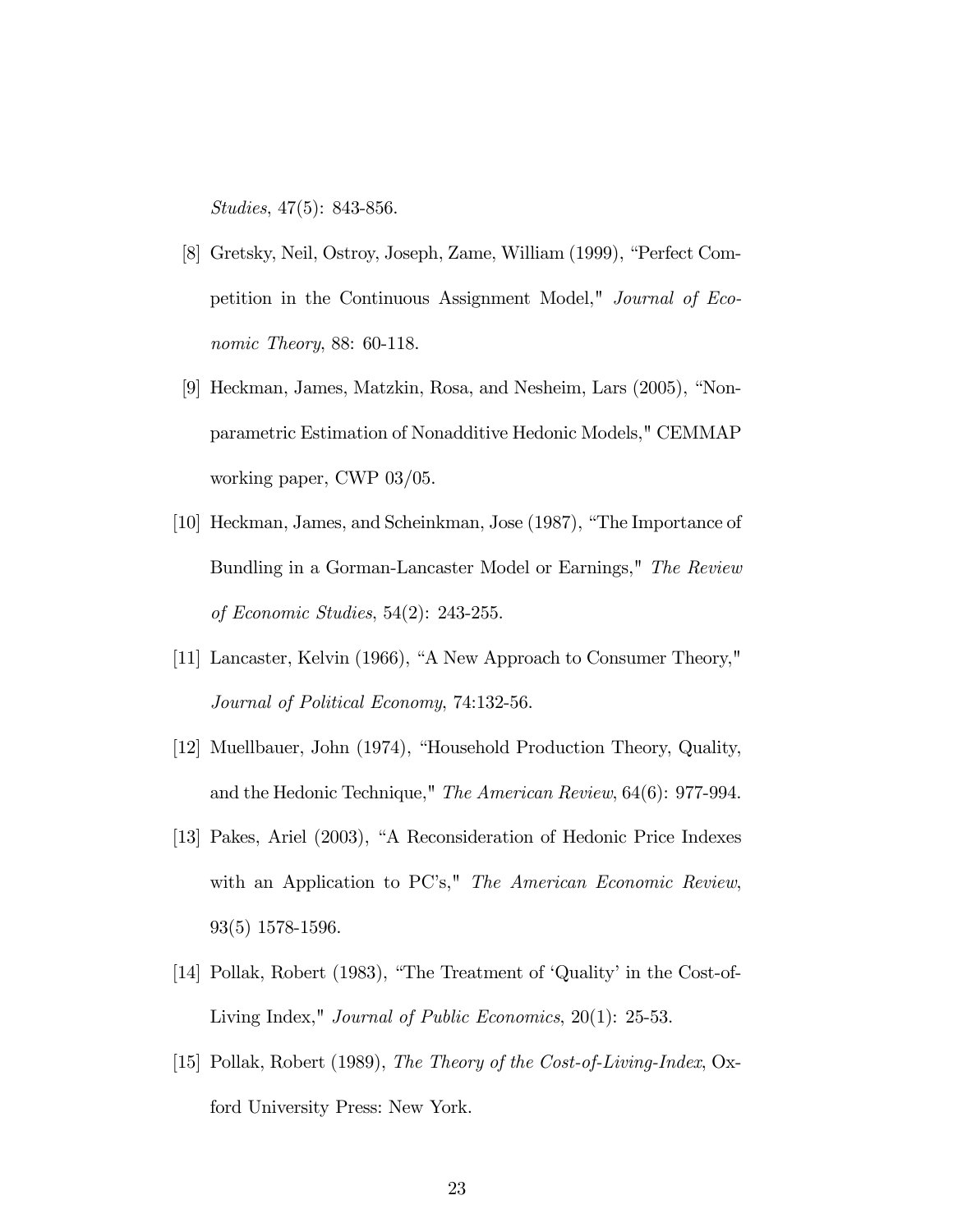*Studies*, 47(5): 843-856.

[8] Gretsky, Neil, Ostroy, Joseph, Zame, William (1999), "Perfect Competition in the Continuous Assignment Model," *Journal of Economic Theory*, 88: 60-118.

[9] Heckman, James, Matzkin, Rosa, and Nesheim, Lars (2005), "Nonparametric Estimation of Nonadditive Hedonic Models," CEMMAP working paper, CWP 03/05.

[10] Heckman, James, and Scheinkman, Jose (1987), "The Importance of Bundling in a Gorman-Lancaster Model or Earnings," *The Review of Economic Studies*, 54(2): 243-255.

[11] Lancaster, Kelvin (1966), "A New Approach to Consumer Theory," *Journal of Political Economy*, 74:132-56.

[12] Muellbauer, John (1974), "Household Production Theory, Quality, and the Hedonic Technique," *The American Review*, 64(6): 977-994.

[13] Pakes, Ariel (2003), "A Reconsideration of Hedonic Price Indexes with an Application to PC's," *The American Economic Review*, 93(5) 1578-1596.

[14] Pollak, Robert (1983), "The Treatment of 'Quality' in the Cost-of-Living Index," *Journal of Public Economics*, 20(1): 25-53.

[15] Pollak, Robert (1989), *The Theory of the Cost-of-Living-Index*, Oxford University Press: New York.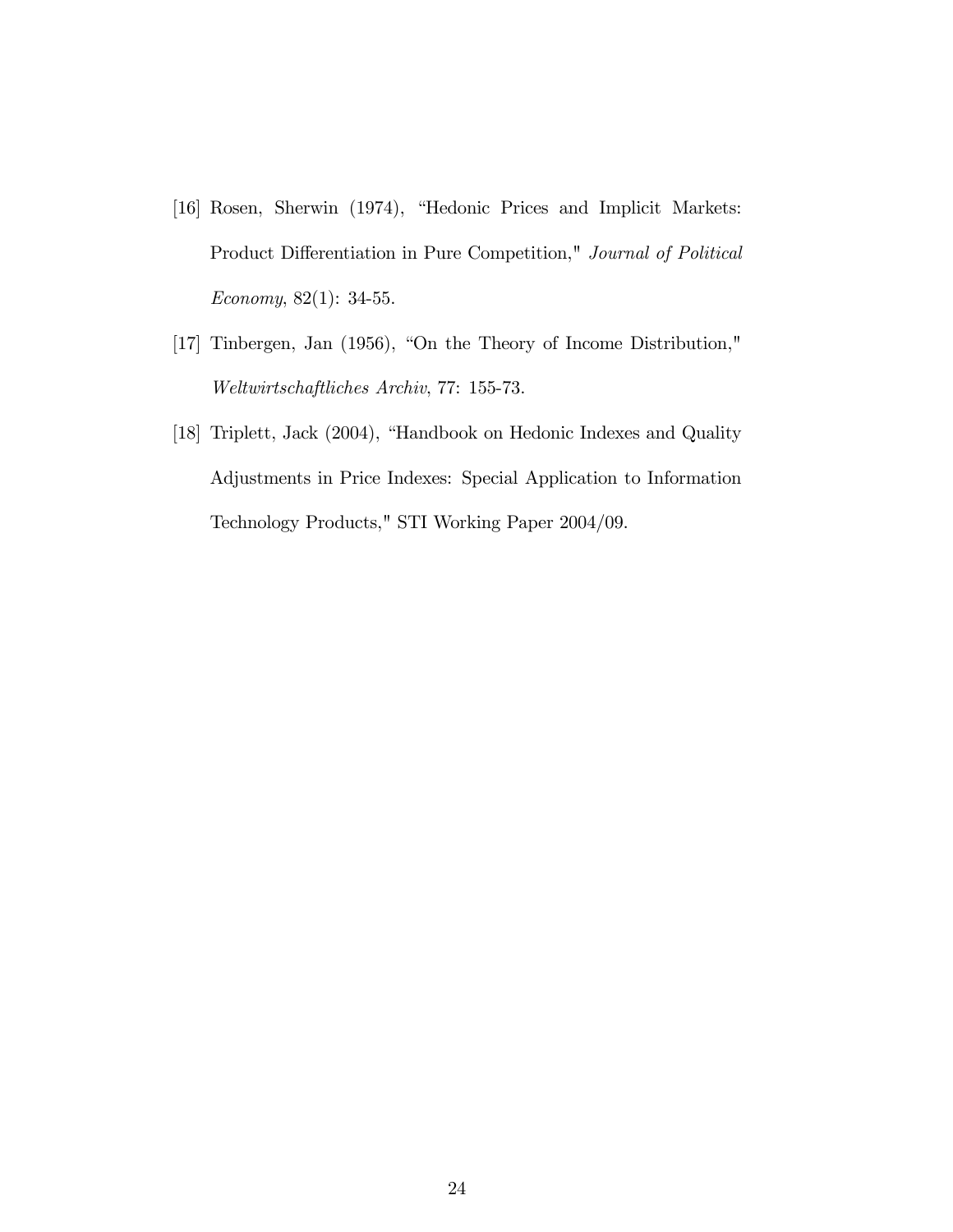[16] Rosen, Sherwin (1974), "Hedonic Prices and Implicit Markets: Product Differentiation in Pure Competition," *Journal of Political Economy*, 82(1): 34-55.

[17] Tinbergen, Jan (1956), "On the Theory of Income Distribution," *Weltwirtschaftliches Archiv*, 77: 155-73.

[18] Triplett, Jack (2004), "Handbook on Hedonic Indexes and Quality Adjustments in Price Indexes: Special Application to Information Technology Products," STI Working Paper 2004/09.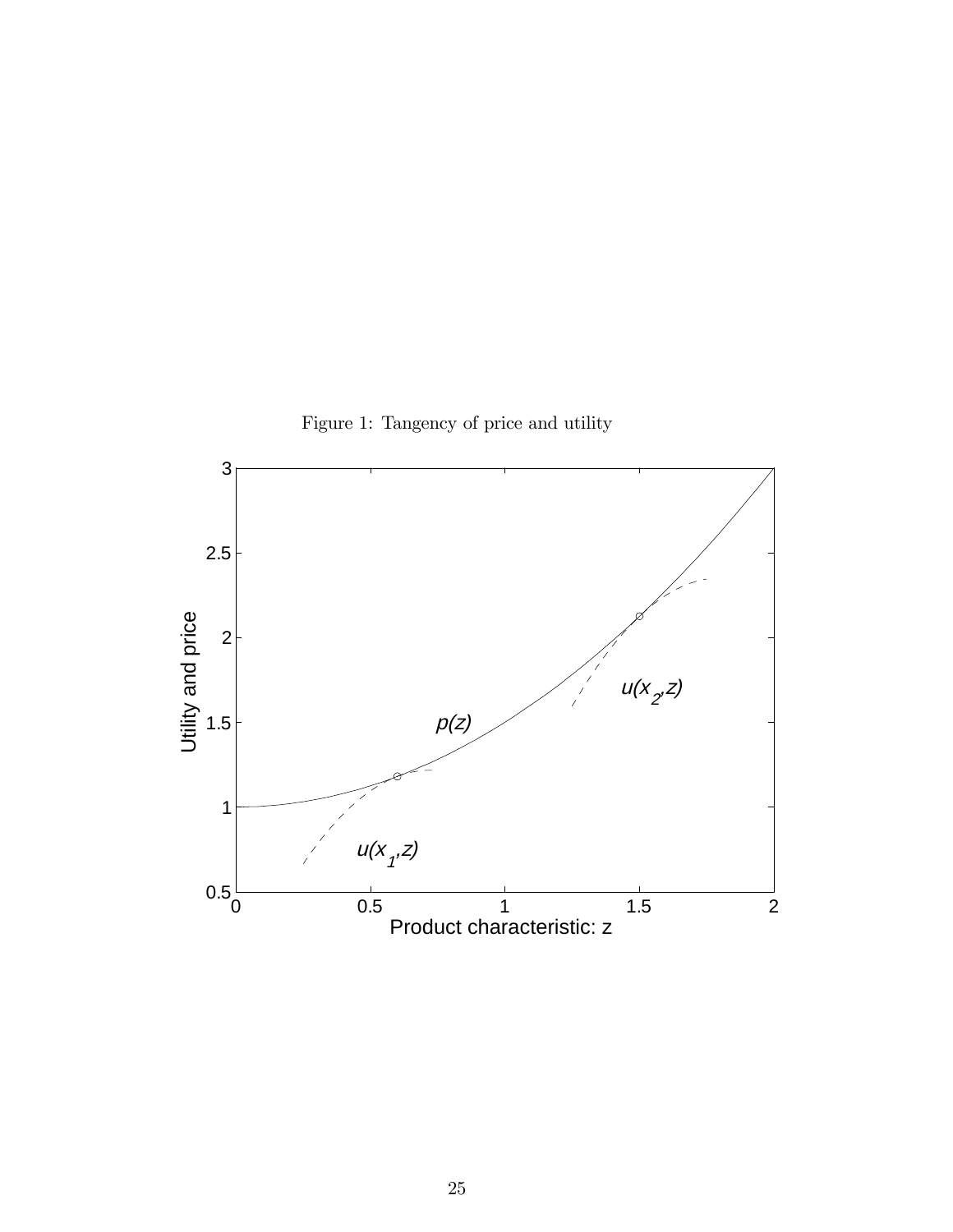Figure 1: Tangency of price and utility

Utility and price

Product characteristic: z

3

2.5

2

1.5

1

0.5

0

0.5

1

1.5

2

$p(z)$

$u(x_1,z)$

$u(x_2,z)$